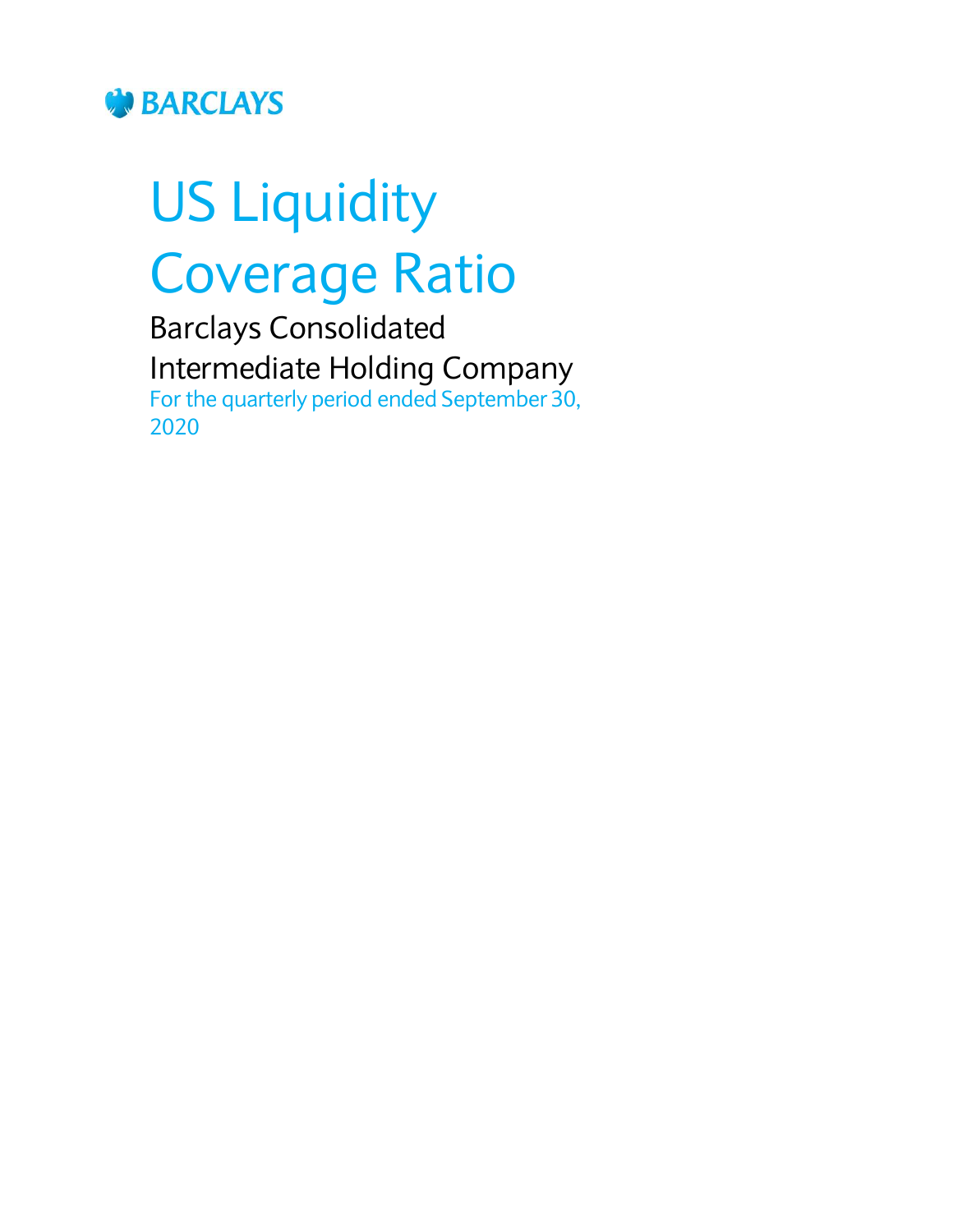BARCLAYS

# US Liquidity Coverage Ratio

## Barclays Consolidated Intermediate Holding Company

For the quarterly period ended September 30, 2020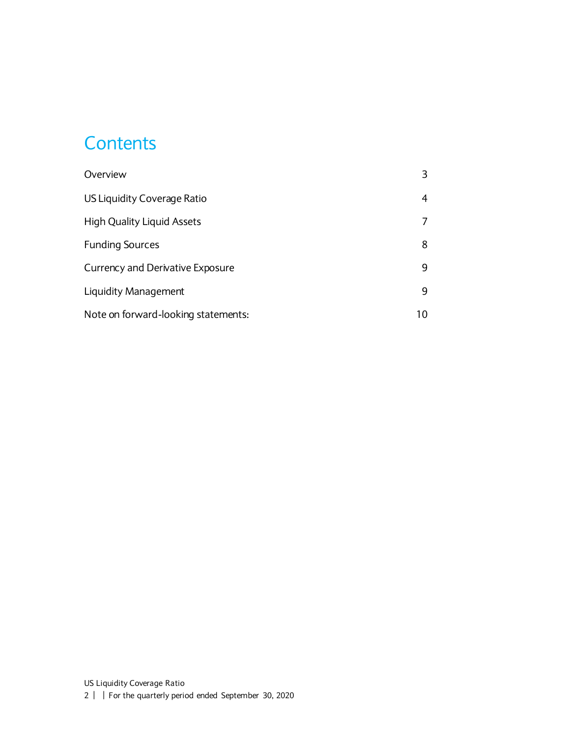# Contents

| | |
|---|---|
| Overview | 3 |
| US Liquidity Coverage Ratio | 4 |
| High Quality Liquid Assets | 7 |
| Funding Sources | 8 |
| Currency and Derivative Exposure | 9 |
| Liquidity Management | 9 |
| Note on forward-looking statements: | 10 |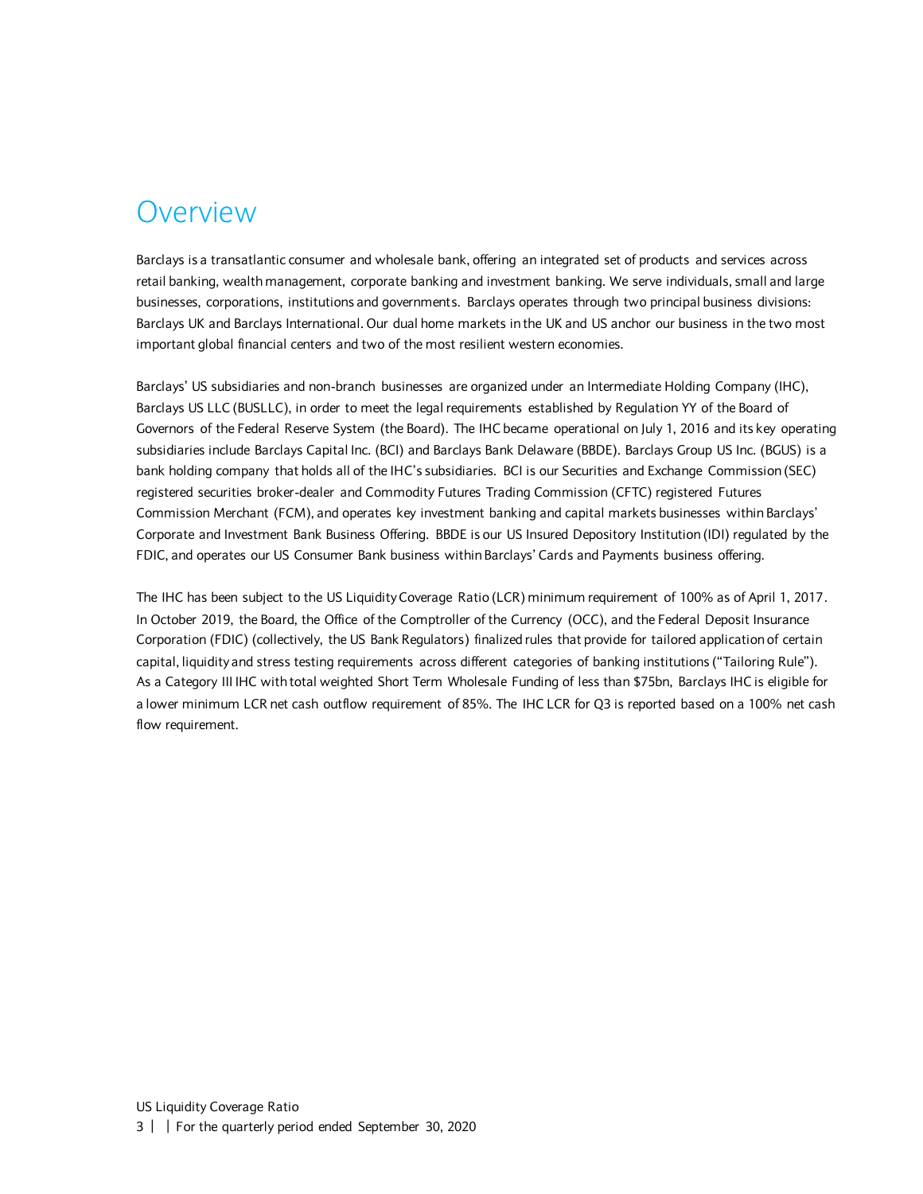# Overview

Barclays is a transatlantic consumer and wholesale bank, offering an integrated set of products and services across retail banking, wealth management, corporate banking and investment banking. We serve individuals, small and large businesses, corporations, institutions and governments. Barclays operates through two principal business divisions: Barclays UK and Barclays International. Our dual home markets in the UK and US anchor our business in the two most important global financial centers and two of the most resilient western economies.

Barclays' US subsidiaries and non-branch businesses are organized under an Intermediate Holding Company (IHC), Barclays US LLC (BUSLLC), in order to meet the legal requirements established by Regulation YY of the Board of Governors of the Federal Reserve System (the Board). The IHC became operational on July 1, 2016 and its key operating subsidiaries include Barclays Capital Inc. (BCI) and Barclays Bank Delaware (BBDE). Barclays Group US Inc. (BGUS) is a bank holding company that holds all of the IHC's subsidiaries. BCI is our Securities and Exchange Commission (SEC) registered securities broker-dealer and Commodity Futures Trading Commission (CFTC) registered Futures Commission Merchant (FCM), and operates key investment banking and capital markets businesses within Barclays' Corporate and Investment Bank Business Offering. BBDE is our US Insured Depository Institution (IDI) regulated by the FDIC, and operates our US Consumer Bank business within Barclays' Cards and Payments business offering.

The IHC has been subject to the US Liquidity Coverage Ratio (LCR) minimum requirement of 100% as of April 1, 2017. In October 2019, the Board, the Office of the Comptroller of the Currency (OCC), and the Federal Deposit Insurance Corporation (FDIC) (collectively, the US Bank Regulators) finalized rules that provide for tailored application of certain capital, liquidity and stress testing requirements across different categories of banking institutions ("Tailoring Rule"). As a Category III IHC with total weighted Short Term Wholesale Funding of less than $75bn, Barclays IHC is eligible for a lower minimum LCR net cash outflow requirement of 85%. The IHC LCR for Q3 is reported based on a 100% net cash flow requirement.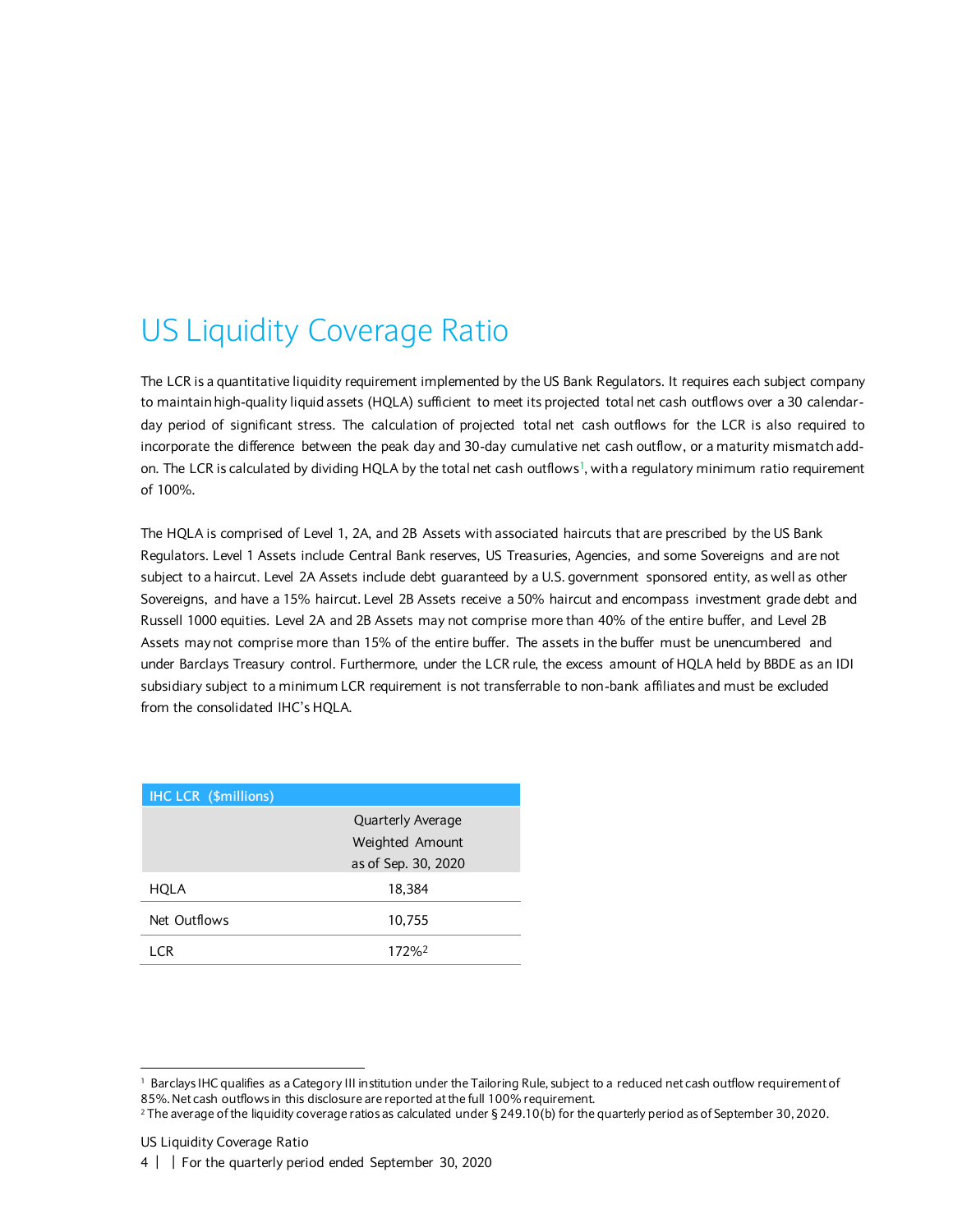# US Liquidity Coverage Ratio

The LCR is a quantitative liquidity requirement implemented by the US Bank Regulators. It requires each subject company to maintain high-quality liquid assets (HQLA) sufficient to meet its projected total net cash outflows over a 30 calendar-day period of significant stress. The calculation of projected total net cash outflows for the LCR is also required to incorporate the difference between the peak day and 30-day cumulative net cash outflow, or a maturity mismatch add-on. The LCR is calculated by dividing HQLA by the total net cash outflows[1], with a regulatory minimum ratio requirement of 100%.

The HQLA is comprised of Level 1, 2A, and 2B Assets with associated haircuts that are prescribed by the US Bank Regulators. Level 1 Assets include Central Bank reserves, US Treasuries, Agencies, and some Sovereigns and are not subject to a haircut. Level 2A Assets include debt guaranteed by a U.S. government sponsored entity, as well as other Sovereigns, and have a 15% haircut. Level 2B Assets receive a 50% haircut and encompass investment grade debt and Russell 1000 equities. Level 2A and 2B Assets may not comprise more than 40% of the entire buffer, and Level 2B Assets may not comprise more than 15% of the entire buffer. The assets in the buffer must be unencumbered and under Barclays Treasury control. Furthermore, under the LCR rule, the excess amount of HQLA held by BBDE as an IDI subsidiary subject to a minimum LCR requirement is not transferrable to non-bank affiliates and must be excluded from the consolidated IHC's HQLA.

| IHC LCR ($millions) | Quarterly Average Weighted Amount as of Sep. 30, 2020 |
|---|---|
| HQLA | 18,384 |
| Net Outflows | 10,755 |
| LCR | 172%[2] |

[1] Barclays IHC qualifies as a Category III institution under the Tailoring Rule, subject to a reduced net cash outflow requirement of 85%. Net cash outflows in this disclosure are reported at the full 100% requirement.

[2] The average of the liquidity coverage ratios as calculated under § 249.10(b) for the quarterly period as of September 30, 2020.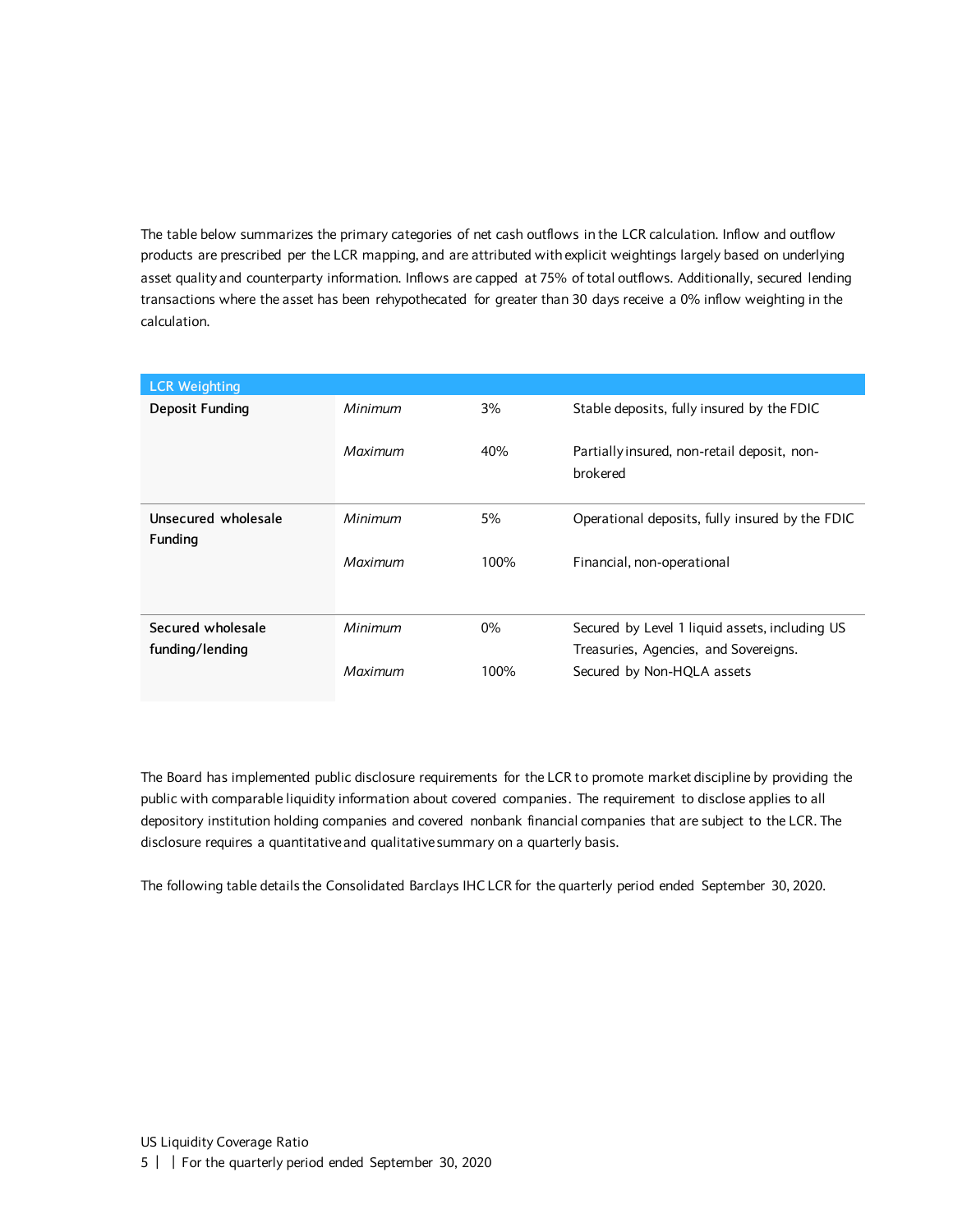The table below summarizes the primary categories of net cash outflows in the LCR calculation. Inflow and outflow products are prescribed per the LCR mapping, and are attributed with explicit weightings largely based on underlying asset quality and counterparty information. Inflows are capped at 75% of total outflows. Additionally, secured lending transactions where the asset has been rehypothecated for greater than 30 days receive a 0% inflow weighting in the calculation.

| LCR Weighting | | | |
|---|---|---|---|
| **Deposit Funding** | *Minimum* | 3% | Stable deposits, fully insured by the FDIC |
| | *Maximum* | 40% | Partially insured, non-retail deposit, non-brokered |
| **Unsecured wholesale Funding** | *Minimum* | 5% | Operational deposits, fully insured by the FDIC |
| | *Maximum* | 100% | Financial, non-operational |
| **Secured wholesale funding/lending** | *Minimum* | 0% | Secured by Level 1 liquid assets, including US Treasuries, Agencies, and Sovereigns. |
| | *Maximum* | 100% | Secured by Non-HQLA assets |

The Board has implemented public disclosure requirements for the LCR to promote market discipline by providing the public with comparable liquidity information about covered companies. The requirement to disclose applies to all depository institution holding companies and covered nonbank financial companies that are subject to the LCR. The disclosure requires a quantitative and qualitative summary on a quarterly basis.

The following table details the Consolidated Barclays IHC LCR for the quarterly period ended September 30, 2020.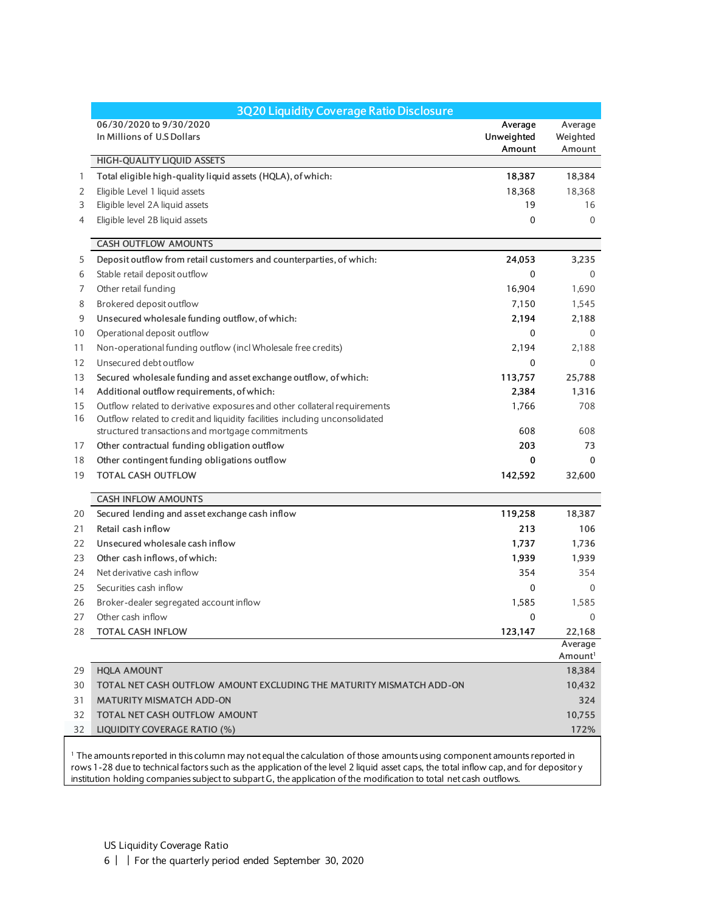## 3Q20 Liquidity Coverage Ratio Disclosure

| | 06/30/2020 to 9/30/2020<br>In Millions of U.S Dollars | Average Unweighted Amount | Average Weighted Amount |
|---|---|---|---|
| | **HIGH-QUALITY LIQUID ASSETS** | | |
| 1 | **Total eligible high-quality liquid assets (HQLA), of which:** | **18,387** | 18,384 |
| 2 | Eligible Level 1 liquid assets | 18,368 | 18,368 |
| 3 | Eligible level 2A liquid assets | 19 | 16 |
| 4 | Eligible level 2B liquid assets | 0 | 0 |
| | **CASH OUTFLOW AMOUNTS** | | |
| 5 | **Deposit outflow from retail customers and counterparties, of which:** | **24,053** | 3,235 |
| 6 | Stable retail deposit outflow | 0 | 0 |
| 7 | Other retail funding | 16,904 | 1,690 |
| 8 | Brokered deposit outflow | 7,150 | 1,545 |
| 9 | **Unsecured wholesale funding outflow, of which:** | **2,194** | 2,188 |
| 10 | Operational deposit outflow | 0 | 0 |
| 11 | Non-operational funding outflow (incl Wholesale free credits) | 2,194 | 2,188 |
| 12 | Unsecured debt outflow | 0 | 0 |
| 13 | **Secured wholesale funding and asset exchange outflow, of which:** | **113,757** | 25,788 |
| 14 | **Additional outflow requirements, of which:** | **2,384** | 1,316 |
| 15 | Outflow related to derivative exposures and other collateral requirements | 1,766 | 708 |
| 16 | Outflow related to credit and liquidity facilities including unconsolidated structured transactions and mortgage commitments | 608 | 608 |
| 17 | **Other contractual funding obligation outflow** | **203** | 73 |
| 18 | **Other contingent funding obligations outflow** | **0** | 0 |
| 19 | **TOTAL CASH OUTFLOW** | **142,592** | 32,600 |
| | **CASH INFLOW AMOUNTS** | | |
| 20 | **Secured lending and asset exchange cash inflow** | **119,258** | 18,387 |
| 21 | **Retail cash inflow** | **213** | 106 |
| 22 | **Unsecured wholesale cash inflow** | **1,737** | 1,736 |
| 23 | **Other cash inflows, of which:** | **1,939** | 1,939 |
| 24 | Net derivative cash inflow | 354 | 354 |
| 25 | Securities cash inflow | 0 | 0 |
| 26 | Broker-dealer segregated account inflow | 1,585 | 1,585 |
| 27 | Other cash inflow | 0 | 0 |
| 28 | **TOTAL CASH INFLOW** | **123,147** | 22,168 |
| | | | Average Amount[1] |
| 29 | HQLA AMOUNT | | 18,384 |
| 30 | TOTAL NET CASH OUTFLOW AMOUNT EXCLUDING THE MATURITY MISMATCH ADD-ON | | 10,432 |
| 31 | MATURITY MISMATCH ADD-ON | | 324 |
| 32 | TOTAL NET CASH OUTFLOW AMOUNT | | 10,755 |
| 32 | LIQUIDITY COVERAGE RATIO (%) | | 172% |

[1] The amounts reported in this column may not equal the calculation of those amounts using component amounts reported in rows 1-28 due to technical factors such as the application of the level 2 liquid asset caps, the total inflow cap, and for depository institution holding companies subject to subpart G, the application of the modification to total net cash outflows.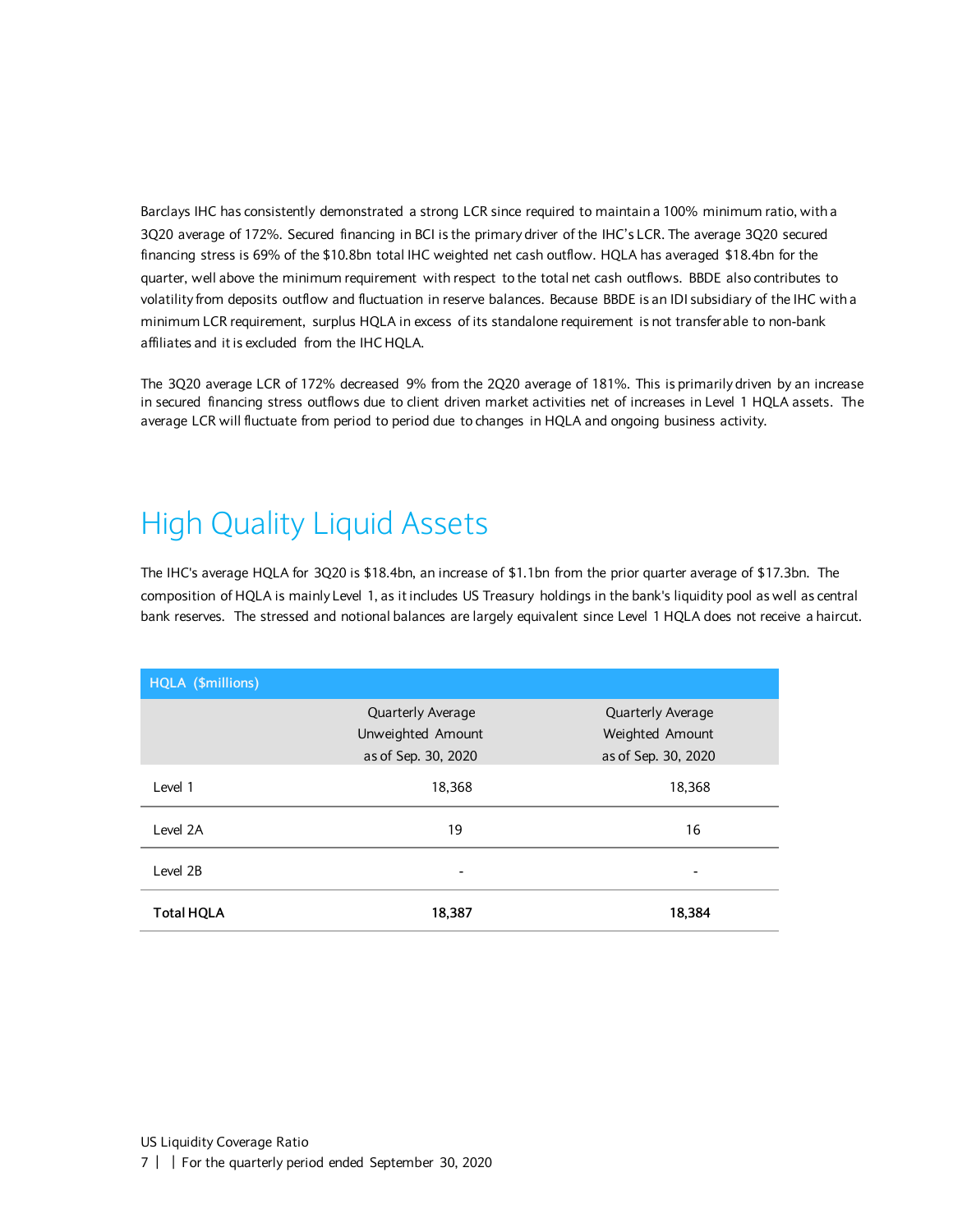Barclays IHC has consistently demonstrated a strong LCR since required to maintain a 100% minimum ratio, with a 3Q20 average of 172%. Secured financing in BCI is the primary driver of the IHC's LCR. The average 3Q20 secured financing stress is 69% of the $10.8bn total IHC weighted net cash outflow. HQLA has averaged $18.4bn for the quarter, well above the minimum requirement with respect to the total net cash outflows. BBDE also contributes to volatility from deposits outflow and fluctuation in reserve balances. Because BBDE is an IDI subsidiary of the IHC with a minimum LCR requirement, surplus HQLA in excess of its standalone requirement is not transferable to non-bank affiliates and it is excluded from the IHC HQLA.

The 3Q20 average LCR of 172% decreased 9% from the 2Q20 average of 181%. This is primarily driven by an increase in secured financing stress outflows due to client driven market activities net of increases in Level 1 HQLA assets. The average LCR will fluctuate from period to period due to changes in HQLA and ongoing business activity.

# High Quality Liquid Assets

The IHC's average HQLA for 3Q20 is $18.4bn, an increase of $1.1bn from the prior quarter average of $17.3bn. The composition of HQLA is mainly Level 1, as it includes US Treasury holdings in the bank's liquidity pool as well as central bank reserves. The stressed and notional balances are largely equivalent since Level 1 HQLA does not receive a haircut.

| HQLA ($millions) | | |
|---|---|---|
| | Quarterly Average Unweighted Amount as of Sep. 30, 2020 | Quarterly Average Weighted Amount as of Sep. 30, 2020 |
| Level 1 | 18,368 | 18,368 |
| Level 2A | 19 | 16 |
| Level 2B | - | - |
| **Total HQLA** | **18,387** | **18,384** |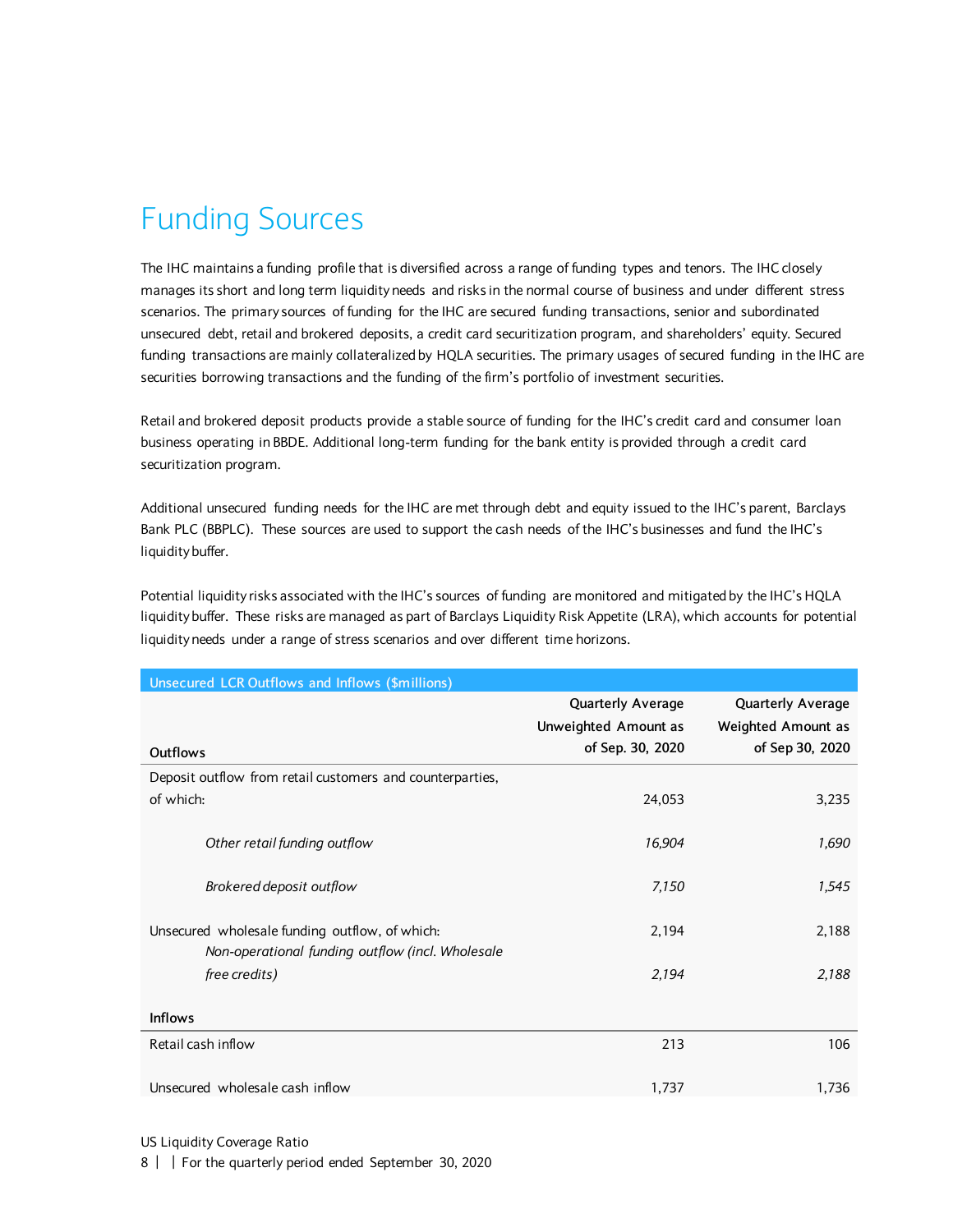# Funding Sources

The IHC maintains a funding profile that is diversified across a range of funding types and tenors. The IHC closely manages its short and long term liquidity needs and risks in the normal course of business and under different stress scenarios. The primary sources of funding for the IHC are secured funding transactions, senior and subordinated unsecured debt, retail and brokered deposits, a credit card securitization program, and shareholders' equity. Secured funding transactions are mainly collateralized by HQLA securities. The primary usages of secured funding in the IHC are securities borrowing transactions and the funding of the firm's portfolio of investment securities.

Retail and brokered deposit products provide a stable source of funding for the IHC's credit card and consumer loan business operating in BBDE. Additional long-term funding for the bank entity is provided through a credit card securitization program.

Additional unsecured funding needs for the IHC are met through debt and equity issued to the IHC's parent, Barclays Bank PLC (BBPLC). These sources are used to support the cash needs of the IHC's businesses and fund the IHC's liquidity buffer.

Potential liquidity risks associated with the IHC's sources of funding are monitored and mitigated by the IHC's HQLA liquidity buffer. These risks are managed as part of Barclays Liquidity Risk Appetite (LRA), which accounts for potential liquidity needs under a range of stress scenarios and over different time horizons.

| Unsecured LCR Outflows and Inflows ($millions) | | |
|---|---|---|
| **Outflows** | **Quarterly Average Unweighted Amount as of Sep. 30, 2020** | **Quarterly Average Weighted Amount as of Sep 30, 2020** |
| Deposit outflow from retail customers and counterparties, of which: | 24,053 | 3,235 |
| *Other retail funding outflow* | *16,904* | *1,690* |
| *Brokered deposit outflow* | *7,150* | *1,545* |
| Unsecured wholesale funding outflow, of which: | 2,194 | 2,188 |
| *Non-operational funding outflow (incl. Wholesale free credits)* | *2,194* | *2,188* |
| **Inflows** | | |
| Retail cash inflow | 213 | 106 |
| Unsecured wholesale cash inflow | 1,737 | 1,736 |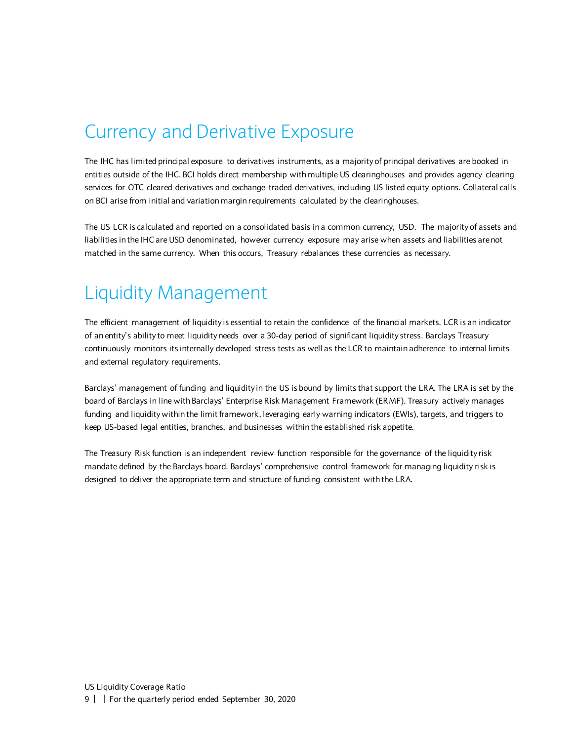# Currency and Derivative Exposure

The IHC has limited principal exposure to derivatives instruments, as a majority of principal derivatives are booked in entities outside of the IHC. BCI holds direct membership with multiple US clearinghouses and provides agency clearing services for OTC cleared derivatives and exchange traded derivatives, including US listed equity options. Collateral calls on BCI arise from initial and variation margin requirements calculated by the clearinghouses.

The US LCR is calculated and reported on a consolidated basis in a common currency, USD. The majority of assets and liabilities in the IHC are USD denominated, however currency exposure may arise when assets and liabilities are not matched in the same currency. When this occurs, Treasury rebalances these currencies as necessary.

# Liquidity Management

The efficient management of liquidity is essential to retain the confidence of the financial markets. LCR is an indicator of an entity's ability to meet liquidity needs over a 30-day period of significant liquidity stress. Barclays Treasury continuously monitors its internally developed stress tests as well as the LCR to maintain adherence to internal limits and external regulatory requirements.

Barclays' management of funding and liquidity in the US is bound by limits that support the LRA. The LRA is set by the board of Barclays in line with Barclays' Enterprise Risk Management Framework (ERMF). Treasury actively manages funding and liquidity within the limit framework, leveraging early warning indicators (EWIs), targets, and triggers to keep US-based legal entities, branches, and businesses within the established risk appetite.

The Treasury Risk function is an independent review function responsible for the governance of the liquidity risk mandate defined by the Barclays board. Barclays' comprehensive control framework for managing liquidity risk is designed to deliver the appropriate term and structure of funding consistent with the LRA.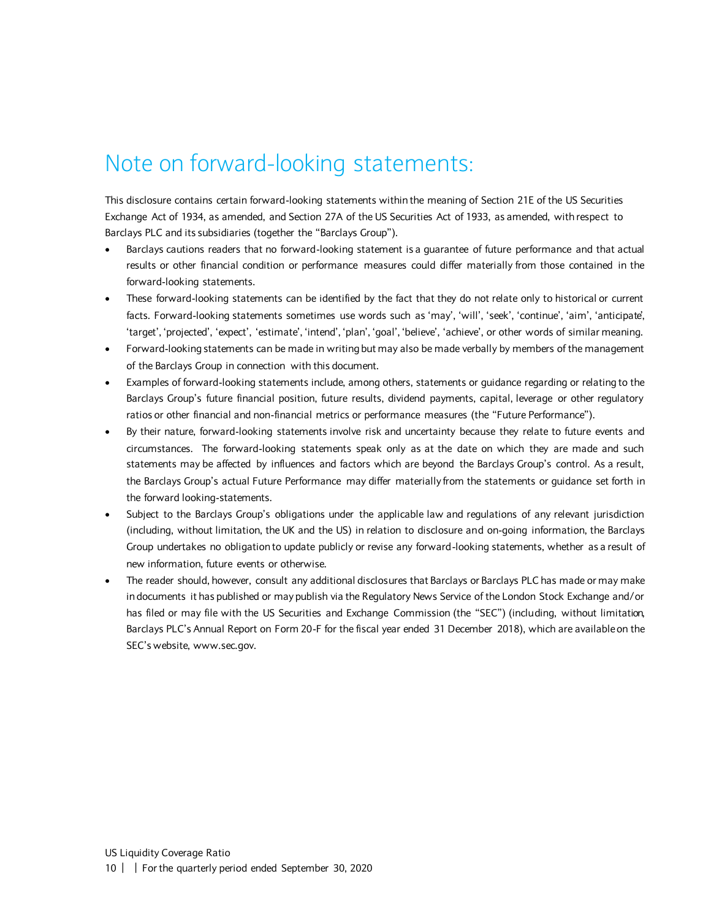# Note on forward-looking statements:

This disclosure contains certain forward-looking statements within the meaning of Section 21E of the US Securities Exchange Act of 1934, as amended, and Section 27A of the US Securities Act of 1933, as amended, with respect to Barclays PLC and its subsidiaries (together the "Barclays Group").

- Barclays cautions readers that no forward-looking statement is a guarantee of future performance and that actual results or other financial condition or performance measures could differ materially from those contained in the forward-looking statements.
- These forward-looking statements can be identified by the fact that they do not relate only to historical or current facts. Forward-looking statements sometimes use words such as 'may', 'will', 'seek', 'continue', 'aim', 'anticipate', 'target', 'projected', 'expect', 'estimate', 'intend', 'plan', 'goal', 'believe', 'achieve', or other words of similar meaning.
- Forward-looking statements can be made in writing but may also be made verbally by members of the management of the Barclays Group in connection with this document.
- Examples of forward-looking statements include, among others, statements or guidance regarding or relating to the Barclays Group's future financial position, future results, dividend payments, capital, leverage or other regulatory ratios or other financial and non-financial metrics or performance measures (the "Future Performance").
- By their nature, forward-looking statements involve risk and uncertainty because they relate to future events and circumstances. The forward-looking statements speak only as at the date on which they are made and such statements may be affected by influences and factors which are beyond the Barclays Group's control. As a result, the Barclays Group's actual Future Performance may differ materially from the statements or guidance set forth in the forward looking-statements.
- Subject to the Barclays Group's obligations under the applicable law and regulations of any relevant jurisdiction (including, without limitation, the UK and the US) in relation to disclosure and on-going information, the Barclays Group undertakes no obligation to update publicly or revise any forward-looking statements, whether as a result of new information, future events or otherwise.
- The reader should, however, consult any additional disclosures that Barclays or Barclays PLC has made or may make in documents it has published or may publish via the Regulatory News Service of the London Stock Exchange and/or has filed or may file with the US Securities and Exchange Commission (the "SEC") (including, without limitation, Barclays PLC's Annual Report on Form 20-F for the fiscal year ended 31 December 2018), which are available on the SEC's website, www.sec.gov.